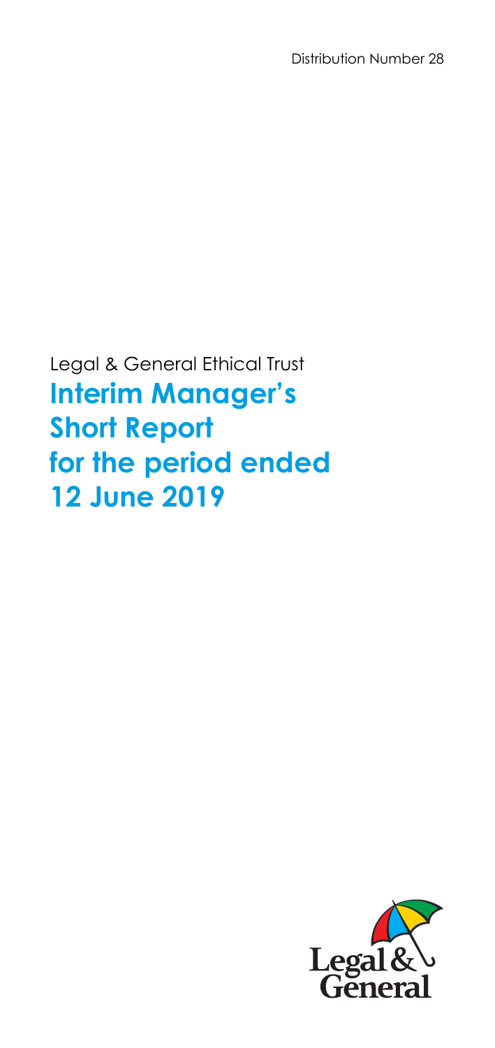Distribution Number 28

Legal & General Ethical Trust

# Interim Manager's Short Report for the period ended 12 June 2019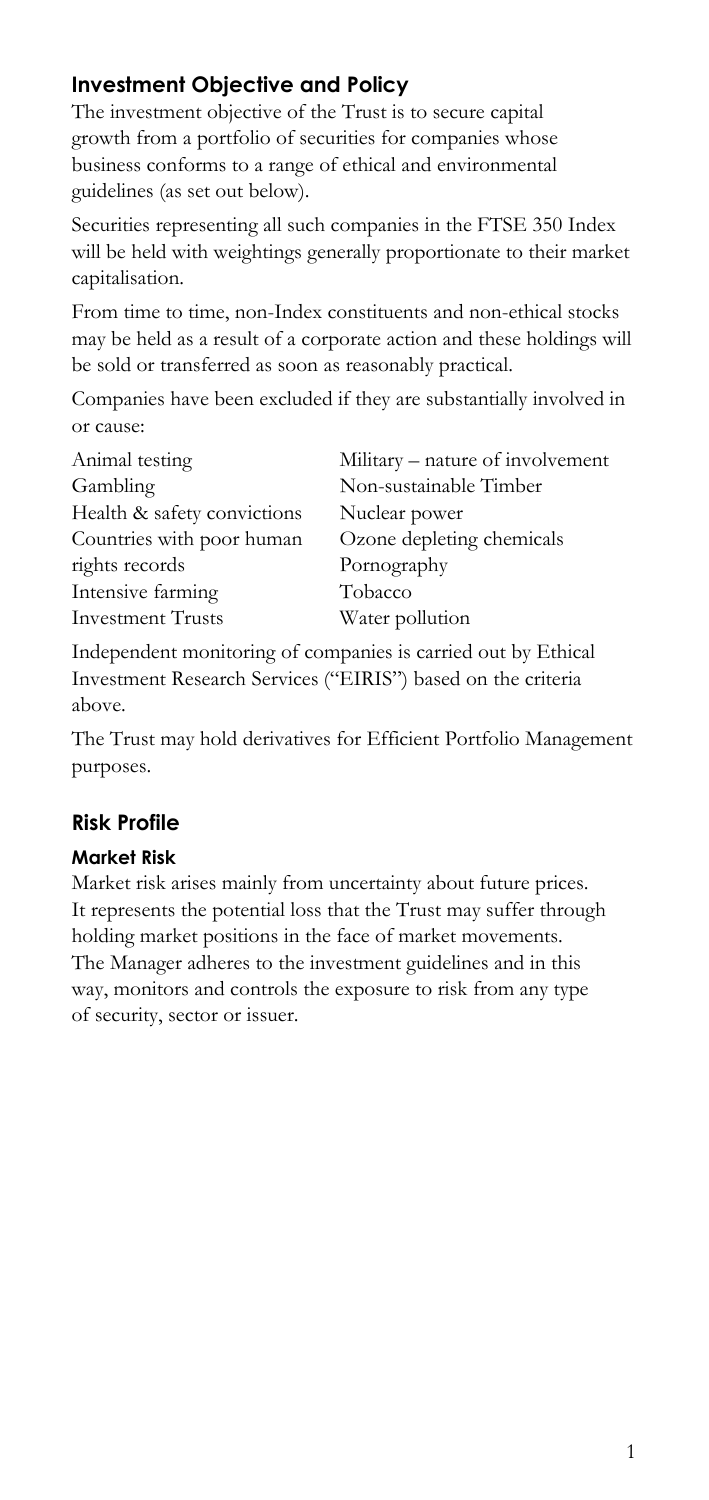## Investment Objective and Policy

The investment objective of the Trust is to secure capital growth from a portfolio of securities for companies whose business conforms to a range of ethical and environmental guidelines (as set out below).

Securities representing all such companies in the FTSE 350 Index will be held with weightings generally proportionate to their market capitalisation.

From time to time, non-Index constituents and non-ethical stocks may be held as a result of a corporate action and these holdings will be sold or transferred as soon as reasonably practical.

Companies have been excluded if they are substantially involved in or cause:

- Animal testing
- Gambling
- Health & safety convictions
- Countries with poor human rights records
- Intensive farming
- Investment Trusts
- Military – nature of involvement
- Non-sustainable Timber
- Nuclear power
- Ozone depleting chemicals
- Pornography
- Tobacco
- Water pollution

Independent monitoring of companies is carried out by Ethical Investment Research Services ("EIRIS") based on the criteria above.

The Trust may hold derivatives for Efficient Portfolio Management purposes.

## Risk Profile

### Market Risk

Market risk arises mainly from uncertainty about future prices. It represents the potential loss that the Trust may suffer through holding market positions in the face of market movements. The Manager adheres to the investment guidelines and in this way, monitors and controls the exposure to risk from any type of security, sector or issuer.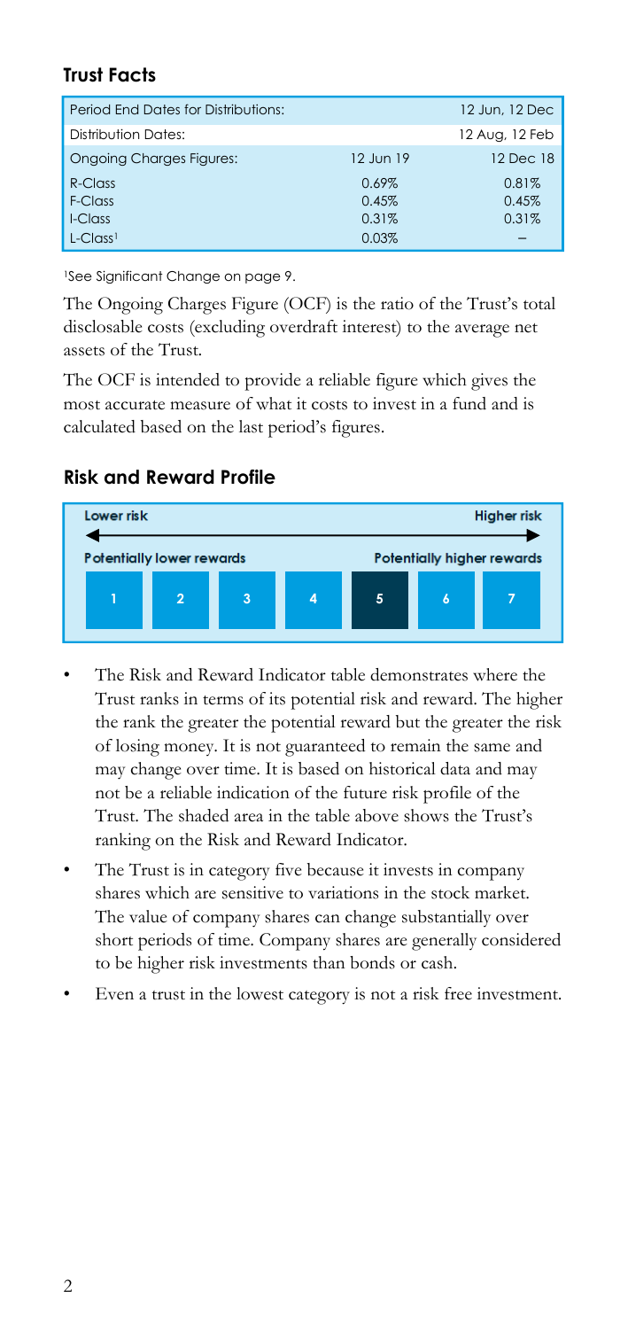## Trust Facts

| Period End Dates for Distributions: | | 12 Jun, 12 Dec |
|---|---|---|
| Distribution Dates: | | 12 Aug, 12 Feb |
| Ongoing Charges Figures: | 12 Jun 19 | 12 Dec 18 |
| R-Class | 0.69% | 0.81% |
| F-Class | 0.45% | 0.45% |
| I-Class | 0.31% | 0.31% |
| L-Class[1] | 0.03% | – |

[1]See Significant Change on page 9.

The Ongoing Charges Figure (OCF) is the ratio of the Trust's total disclosable costs (excluding overdraft interest) to the average net assets of the Trust.

The OCF is intended to provide a reliable figure which gives the most accurate measure of what it costs to invest in a fund and is calculated based on the last period's figures.

## Risk and Reward Profile

| Lower risk | | | | | | Higher risk |
|---|---|---|---|---|---|---|
| Potentially lower rewards | | | | Potentially higher rewards | | |
| 1 | 2 | 3 | 4 | **5** | 6 | 7 |

- The Risk and Reward Indicator table demonstrates where the Trust ranks in terms of its potential risk and reward. The higher the rank the greater the potential reward but the greater the risk of losing money. It is not guaranteed to remain the same and may change over time. It is based on historical data and may not be a reliable indication of the future risk profile of the Trust. The shaded area in the table above shows the Trust's ranking on the Risk and Reward Indicator.
- The Trust is in category five because it invests in company shares which are sensitive to variations in the stock market. The value of company shares can change substantially over short periods of time. Company shares are generally considered to be higher risk investments than bonds or cash.
- Even a trust in the lowest category is not a risk free investment.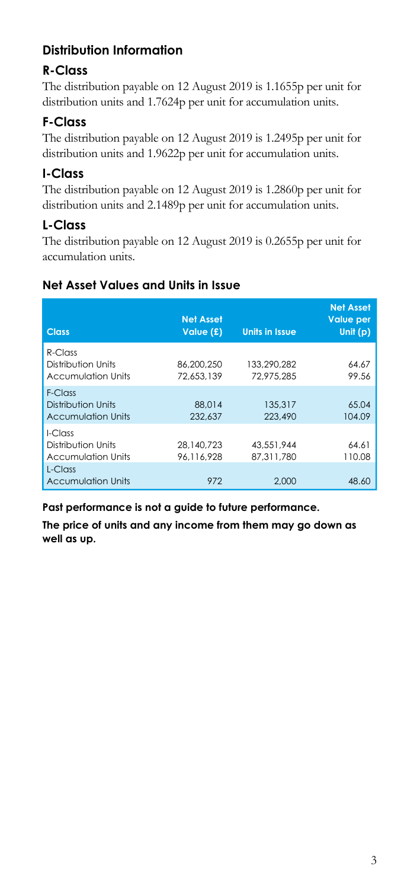## Distribution Information

### R-Class

The distribution payable on 12 August 2019 is 1.1655p per unit for distribution units and 1.7624p per unit for accumulation units.

### F-Class

The distribution payable on 12 August 2019 is 1.2495p per unit for distribution units and 1.9622p per unit for accumulation units.

### I-Class

The distribution payable on 12 August 2019 is 1.2860p per unit for distribution units and 2.1489p per unit for accumulation units.

### L-Class

The distribution payable on 12 August 2019 is 0.2655p per unit for accumulation units.

## Net Asset Values and Units in Issue

| Class | Net Asset Value (£) | Units in Issue | Net Asset Value per Unit (p) |
|---|---|---|---|
| R-Class | | | |
| Distribution Units | 86,200,250 | 133,290,282 | 64.67 |
| Accumulation Units | 72,653,139 | 72,975,285 | 99.56 |
| F-Class | | | |
| Distribution Units | 88,014 | 135,317 | 65.04 |
| Accumulation Units | 232,637 | 223,490 | 104.09 |
| I-Class | | | |
| Distribution Units | 28,140,723 | 43,551,944 | 64.61 |
| Accumulation Units | 96,116,928 | 87,311,780 | 110.08 |
| L-Class | | | |
| Accumulation Units | 972 | 2,000 | 48.60 |

**Past performance is not a guide to future performance.**

**The price of units and any income from them may go down as well as up.**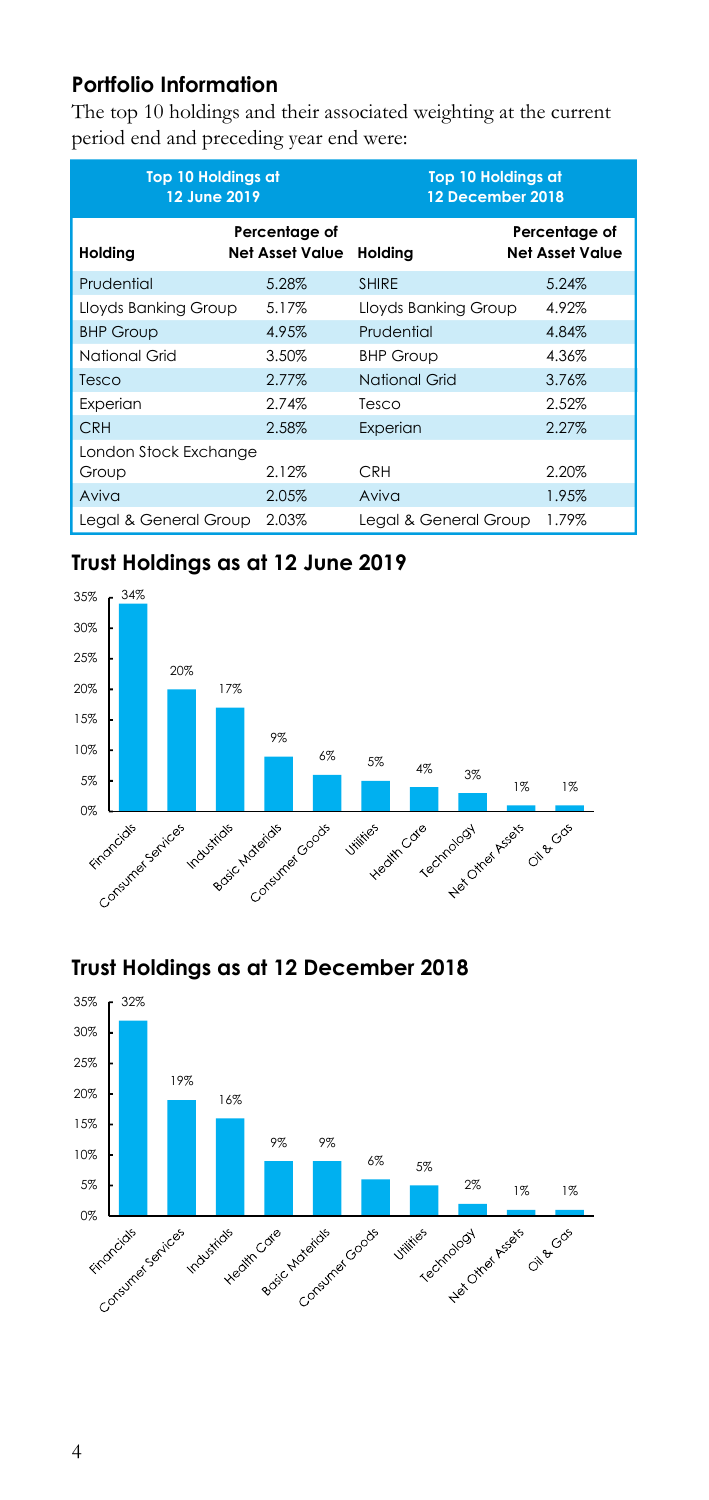## Portfolio Information

The top 10 holdings and their associated weighting at the current period end and preceding year end were:

| Top 10 Holdings at 12 June 2019 | | Top 10 Holdings at 12 December 2018 | |
|---|---|---|---|
| **Holding** | **Percentage of Net Asset Value** | **Holding** | **Percentage of Net Asset Value** |
| Prudential | 5.28% | SHIRE | 5.24% |
| Lloyds Banking Group | 5.17% | Lloyds Banking Group | 4.92% |
| BHP Group | 4.95% | Prudential | 4.84% |
| National Grid | 3.50% | BHP Group | 4.36% |
| Tesco | 2.77% | National Grid | 3.76% |
| Experian | 2.74% | Tesco | 2.52% |
| CRH | 2.58% | Experian | 2.27% |
| London Stock Exchange Group | 2.12% | CRH | 2.20% |
| Aviva | 2.05% | Aviva | 1.95% |
| Legal & General Group | 2.03% | Legal & General Group | 1.79% |

## Trust Holdings as at 12 June 2019

| Sector | Percentage |
|---|---|
| Financials | 34% |
| Consumer Services | 20% |
| Industrials | 17% |
| Basic Materials | 9% |
| Consumer Goods | 6% |
| Utilities | 5% |
| Health Care | 4% |
| Technology | 3% |
| Net Other Assets | 1% |
| Oil & Gas | 1% |

## Trust Holdings as at 12 December 2018

| Sector | Percentage |
|---|---|
| Financials | 32% |
| Consumer Services | 19% |
| Industrials | 16% |
| Health Care | 9% |
| Basic Materials | 9% |
| Consumer Goods | 6% |
| Utilities | 5% |
| Technology | 2% |
| Net Other Assets | 1% |
| Oil & Gas | 1% |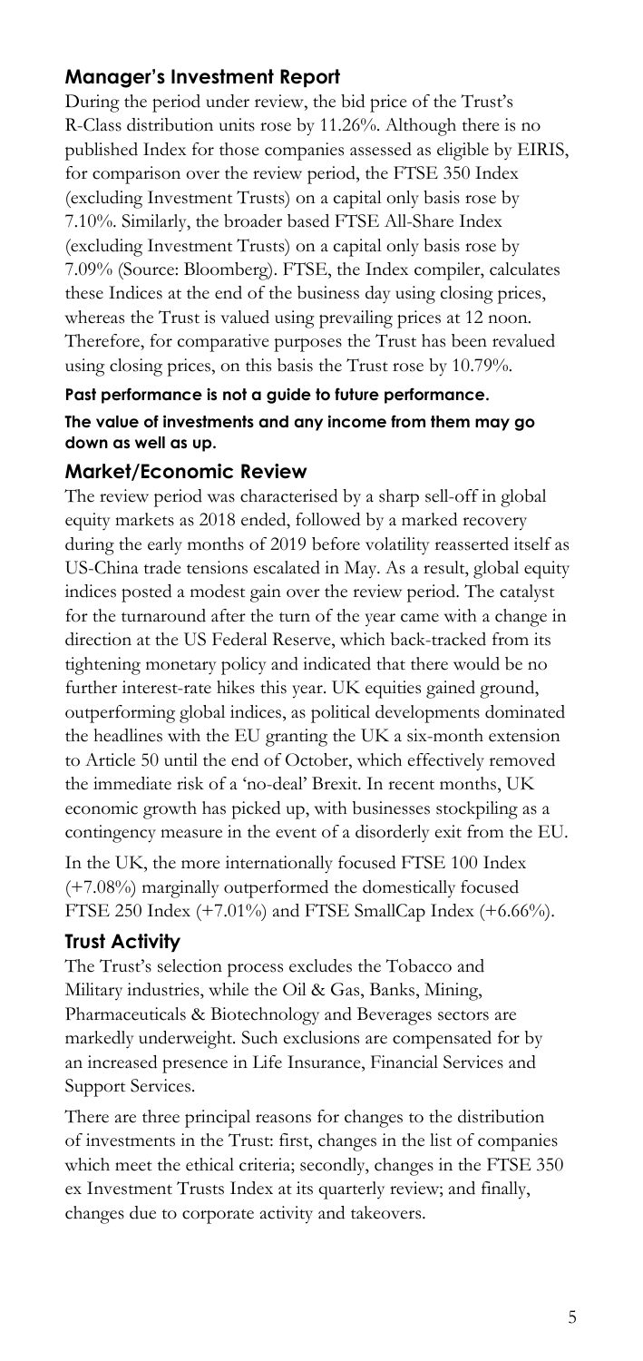## Manager's Investment Report

During the period under review, the bid price of the Trust's R-Class distribution units rose by 11.26%. Although there is no published Index for those companies assessed as eligible by EIRIS, for comparison over the review period, the FTSE 350 Index (excluding Investment Trusts) on a capital only basis rose by 7.10%. Similarly, the broader based FTSE All-Share Index (excluding Investment Trusts) on a capital only basis rose by 7.09% (Source: Bloomberg). FTSE, the Index compiler, calculates these Indices at the end of the business day using closing prices, whereas the Trust is valued using prevailing prices at 12 noon. Therefore, for comparative purposes the Trust has been revalued using closing prices, on this basis the Trust rose by 10.79%.

**Past performance is not a guide to future performance.**

**The value of investments and any income from them may go down as well as up.**

## Market/Economic Review

The review period was characterised by a sharp sell-off in global equity markets as 2018 ended, followed by a marked recovery during the early months of 2019 before volatility reasserted itself as US-China trade tensions escalated in May. As a result, global equity indices posted a modest gain over the review period. The catalyst for the turnaround after the turn of the year came with a change in direction at the US Federal Reserve, which back-tracked from its tightening monetary policy and indicated that there would be no further interest-rate hikes this year. UK equities gained ground, outperforming global indices, as political developments dominated the headlines with the EU granting the UK a six-month extension to Article 50 until the end of October, which effectively removed the immediate risk of a 'no-deal' Brexit. In recent months, UK economic growth has picked up, with businesses stockpiling as a contingency measure in the event of a disorderly exit from the EU.

In the UK, the more internationally focused FTSE 100 Index (+7.08%) marginally outperformed the domestically focused FTSE 250 Index (+7.01%) and FTSE SmallCap Index (+6.66%).

## Trust Activity

The Trust's selection process excludes the Tobacco and Military industries, while the Oil & Gas, Banks, Mining, Pharmaceuticals & Biotechnology and Beverages sectors are markedly underweight. Such exclusions are compensated for by an increased presence in Life Insurance, Financial Services and Support Services.

There are three principal reasons for changes to the distribution of investments in the Trust: first, changes in the list of companies which meet the ethical criteria; secondly, changes in the FTSE 350 ex Investment Trusts Index at its quarterly review; and finally, changes due to corporate activity and takeovers.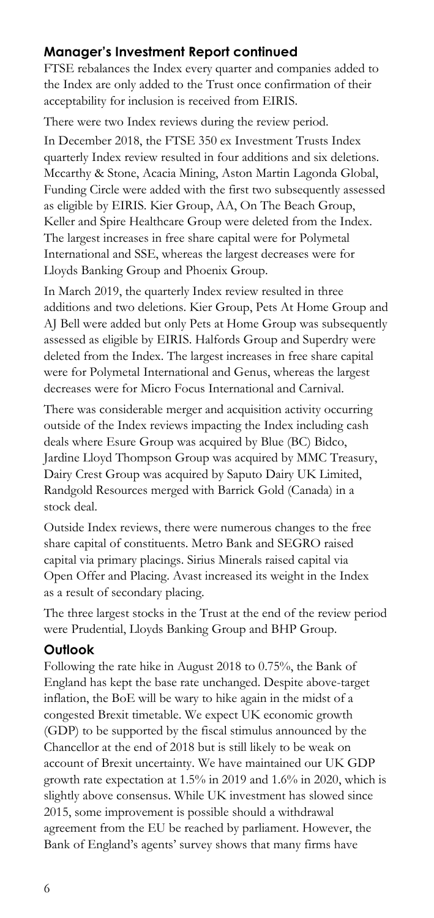## Manager's Investment Report continued

FTSE rebalances the Index every quarter and companies added to the Index are only added to the Trust once confirmation of their acceptability for inclusion is received from EIRIS.

There were two Index reviews during the review period.

In December 2018, the FTSE 350 ex Investment Trusts Index quarterly Index review resulted in four additions and six deletions. Mccarthy & Stone, Acacia Mining, Aston Martin Lagonda Global, Funding Circle were added with the first two subsequently assessed as eligible by EIRIS. Kier Group, AA, On The Beach Group, Keller and Spire Healthcare Group were deleted from the Index. The largest increases in free share capital were for Polymetal International and SSE, whereas the largest decreases were for Lloyds Banking Group and Phoenix Group.

In March 2019, the quarterly Index review resulted in three additions and two deletions. Kier Group, Pets At Home Group and AJ Bell were added but only Pets at Home Group was subsequently assessed as eligible by EIRIS. Halfords Group and Superdry were deleted from the Index. The largest increases in free share capital were for Polymetal International and Genus, whereas the largest decreases were for Micro Focus International and Carnival.

There was considerable merger and acquisition activity occurring outside of the Index reviews impacting the Index including cash deals where Esure Group was acquired by Blue (BC) Bidco, Jardine Lloyd Thompson Group was acquired by MMC Treasury, Dairy Crest Group was acquired by Saputo Dairy UK Limited, Randgold Resources merged with Barrick Gold (Canada) in a stock deal.

Outside Index reviews, there were numerous changes to the free share capital of constituents. Metro Bank and SEGRO raised capital via primary placings. Sirius Minerals raised capital via Open Offer and Placing. Avast increased its weight in the Index as a result of secondary placing.

The three largest stocks in the Trust at the end of the review period were Prudential, Lloyds Banking Group and BHP Group.

## Outlook

Following the rate hike in August 2018 to 0.75%, the Bank of England has kept the base rate unchanged. Despite above-target inflation, the BoE will be wary to hike again in the midst of a congested Brexit timetable. We expect UK economic growth (GDP) to be supported by the fiscal stimulus announced by the Chancellor at the end of 2018 but is still likely to be weak on account of Brexit uncertainty. We have maintained our UK GDP growth rate expectation at 1.5% in 2019 and 1.6% in 2020, which is slightly above consensus. While UK investment has slowed since 2015, some improvement is possible should a withdrawal agreement from the EU be reached by parliament. However, the Bank of England's agents' survey shows that many firms have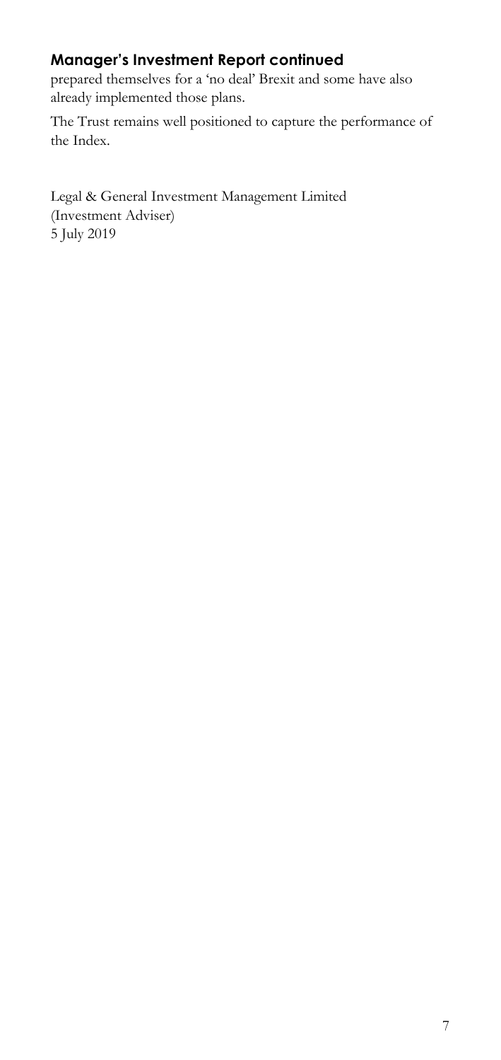## Manager's Investment Report continued

prepared themselves for a 'no deal' Brexit and some have also already implemented those plans.

The Trust remains well positioned to capture the performance of the Index.

Legal & General Investment Management Limited
(Investment Adviser)
5 July 2019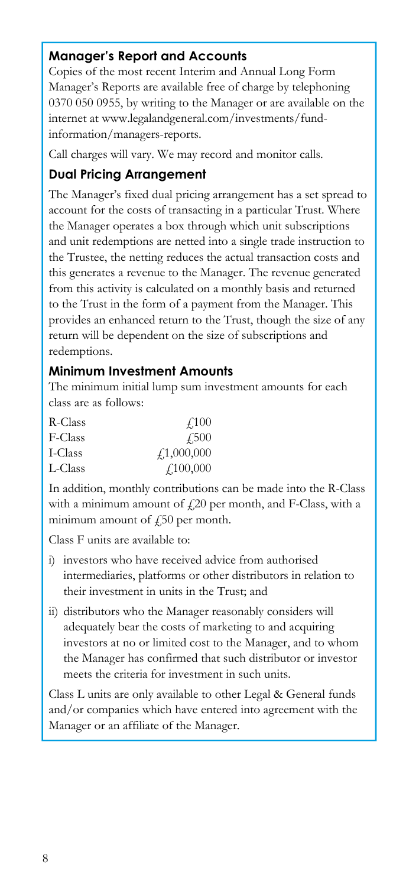## Manager's Report and Accounts

Copies of the most recent Interim and Annual Long Form Manager's Reports are available free of charge by telephoning 0370 050 0955, by writing to the Manager or are available on the internet at www.legalandgeneral.com/investments/fund-information/managers-reports.

Call charges will vary. We may record and monitor calls.

## Dual Pricing Arrangement

The Manager's fixed dual pricing arrangement has a set spread to account for the costs of transacting in a particular Trust. Where the Manager operates a box through which unit subscriptions and unit redemptions are netted into a single trade instruction to the Trustee, the netting reduces the actual transaction costs and this generates a revenue to the Manager. The revenue generated from this activity is calculated on a monthly basis and returned to the Trust in the form of a payment from the Manager. This provides an enhanced return to the Trust, though the size of any return will be dependent on the size of subscriptions and redemptions.

## Minimum Investment Amounts

The minimum initial lump sum investment amounts for each class are as follows:

| | |
|---|---|
| R-Class | £100 |
| F-Class | £500 |
| I-Class | £1,000,000 |
| L-Class | £100,000 |

In addition, monthly contributions can be made into the R-Class with a minimum amount of £20 per month, and F-Class, with a minimum amount of £50 per month.

Class F units are available to:

i) investors who have received advice from authorised intermediaries, platforms or other distributors in relation to their investment in units in the Trust; and

ii) distributors who the Manager reasonably considers will adequately bear the costs of marketing to and acquiring investors at no or limited cost to the Manager, and to whom the Manager has confirmed that such distributor or investor meets the criteria for investment in such units.

Class L units are only available to other Legal & General funds and/or companies which have entered into agreement with the Manager or an affiliate of the Manager.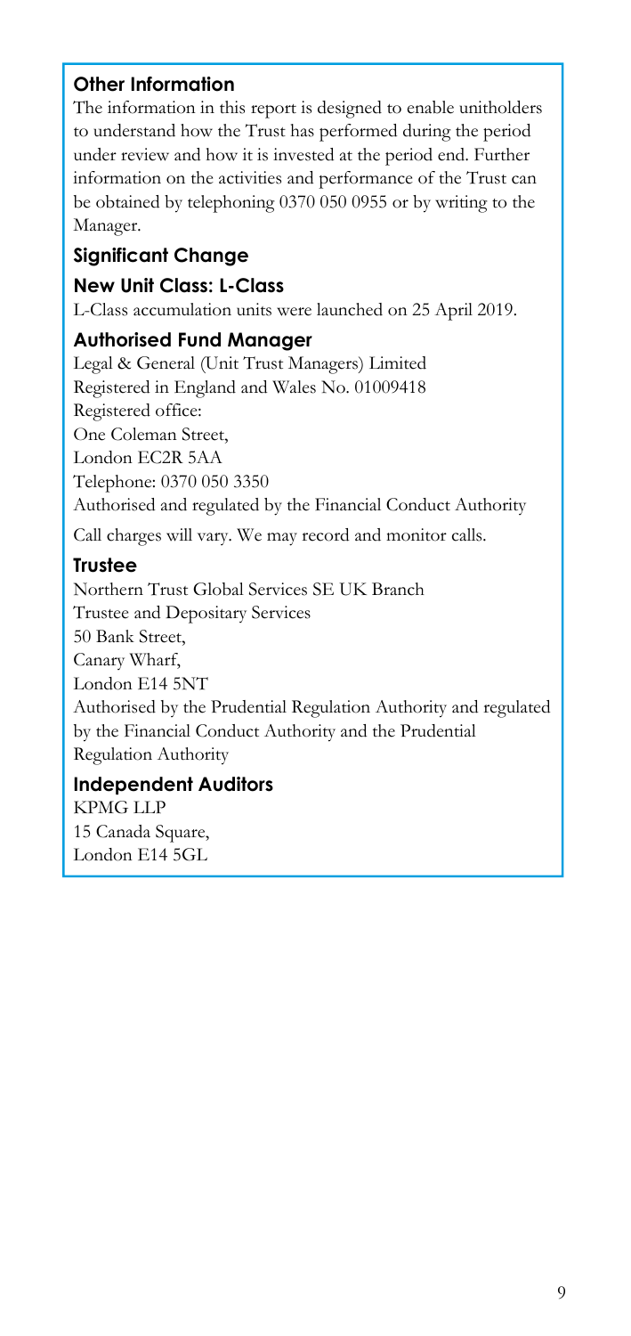## Other Information

The information in this report is designed to enable unitholders to understand how the Trust has performed during the period under review and how it is invested at the period end. Further information on the activities and performance of the Trust can be obtained by telephoning 0370 050 0955 or by writing to the Manager.

## Significant Change

### New Unit Class: L-Class

L-Class accumulation units were launched on 25 April 2019.

### Authorised Fund Manager

Legal & General (Unit Trust Managers) Limited
Registered in England and Wales No. 01009418
Registered office:
One Coleman Street,
London EC2R 5AA
Telephone: 0370 050 3350
Authorised and regulated by the Financial Conduct Authority

Call charges will vary. We may record and monitor calls.

### Trustee

Northern Trust Global Services SE UK Branch
Trustee and Depositary Services
50 Bank Street,
Canary Wharf,
London E14 5NT
Authorised by the Prudential Regulation Authority and regulated by the Financial Conduct Authority and the Prudential Regulation Authority

### Independent Auditors

KPMG LLP
15 Canada Square,
London E14 5GL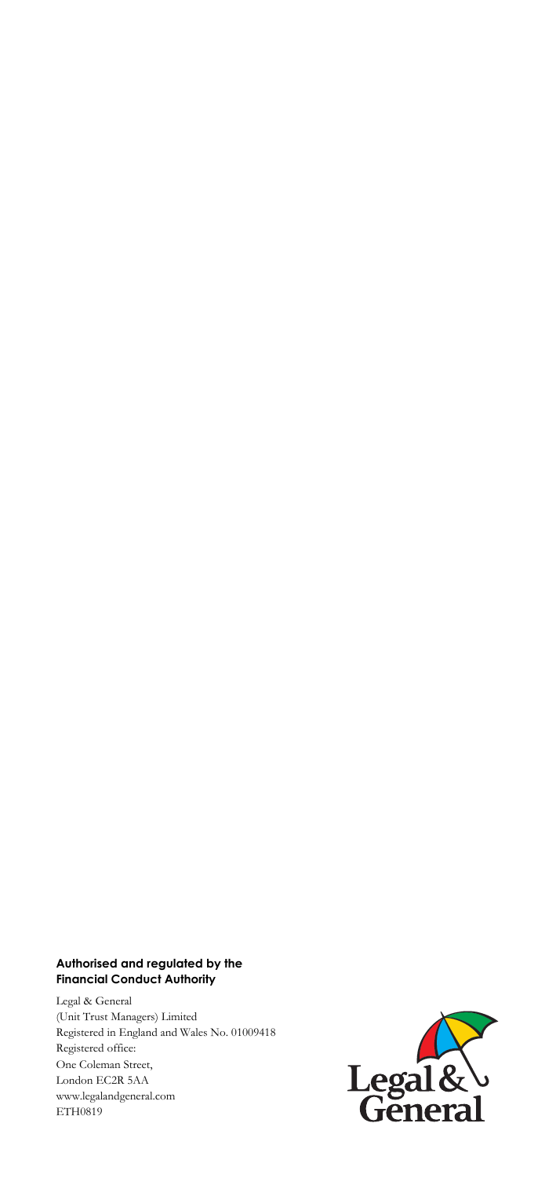**Authorised and regulated by the Financial Conduct Authority**

Legal & General
(Unit Trust Managers) Limited
Registered in England and Wales No. 01009418
Registered office:
One Coleman Street,
London EC2R 5AA
www.legalandgeneral.com
ETH0819